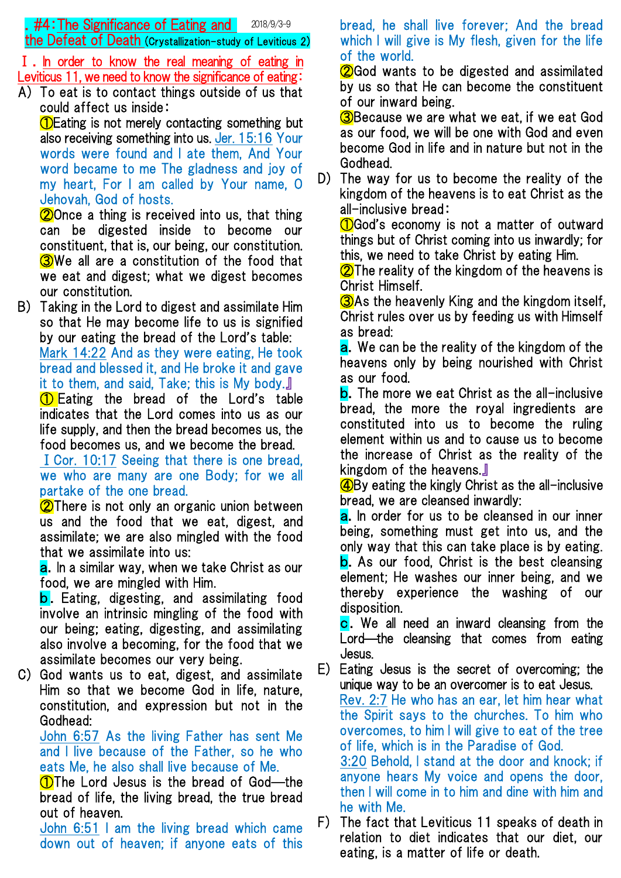# . #4:The Significance of Eating and the Defeat of Death (Crystallization-study of Leviticus 2)

2018/9/3-9

## Ⅰ. In order to know the real meaning of eating in Leviticus 11, we need to know the significance of eating:

A) To eat is to contact things outside of us that could affect us inside:

①Eating is not merely contacting something but also receiving something into us. Jer. 15:16 Your words were found and I ate them, And Your word became to me The gladness and joy of my heart, For I am called by Your name, O Jehovah, God of hosts.

②Once a thing is received into us, that thing can be digested inside to become our constituent, that is, our being, our constitution.

③We all are a constitution of the food that we eat and digest; what we digest becomes our constitution.

B) Taking in the Lord to digest and assimilate Him so that He may become life to us is signified by our eating the bread of the Lord's table: Mark 14:22 And as they were eating, He took bread and blessed it, and He broke it and gave it to them, and said, Take; this is My body.』

① Eating the bread of the Lord's table indicates that the Lord comes into us as our life supply, and then the bread becomes us, the food becomes us, and we become the bread. I Cor. 10:17 Seeing that there is one bread, we who are many are one Body; for we all partake of the one bread.

②There is not only an organic union between us and the food that we eat, digest, and assimilate; we are also mingled with the food that we assimilate into us:

a. In a similar way, when we take Christ as our food, we are mingled with Him.

b. Eating, digesting, and assimilating food involve an intrinsic mingling of the food with our being; eating, digesting, and assimilating also involve a becoming, for the food that we assimilate becomes our very being.

C) God wants us to eat, digest, and assimilate Him so that we become God in life, nature, constitution, and expression but not in the Godhead: John 6:57 As the living Father has sent Me and I live because of the Father, so he who eats Me, he also shall live because of Me.

①The Lord Jesus is the bread of God—the bread of life, the living bread, the true bread out of heaven. John 6:51 I am the living bread which came down out of heaven; if anyone eats of this bread, he shall live forever; And the bread which I will give is My flesh, given for the life of the world.

②God wants to be digested and assimilated by us so that He can become the constituent of our inward being.

③Because we are what we eat, if we eat God as our food, we will be one with God and even become God in life and in nature but not in the Godhead.

D) The way for us to become the reality of the kingdom of the heavens is to eat Christ as the all-inclusive bread:

①God's economy is not a matter of outward things but of Christ coming into us inwardly; for this, we need to take Christ by eating Him.

②The reality of the kingdom of the heavens is Christ Himself.

③As the heavenly King and the kingdom itself, Christ rules over us by feeding us with Himself as bread:

a. We can be the reality of the kingdom of the heavens only by being nourished with Christ as our food.

b. The more we eat Christ as the all-inclusive bread, the more the royal ingredients are constituted into us to become the ruling element within us and to cause us to become the increase of Christ as the reality of the kingdom of the heavens.』

④By eating the kingly Christ as the all-inclusive bread, we are cleansed inwardly:

a. In order for us to be cleansed in our inner being, something must get into us, and the only way that this can take place is by eating.

b. As our food, Christ is the best cleansing element; He washes our inner being, and we thereby experience the washing of our disposition.

c. We all need an inward cleansing from the Lord—the cleansing that comes from eating Jesus.

E) Eating Jesus is the secret of overcoming; the unique way to be an overcomer is to eat Jesus. Rev. 2:7 He who has an ear, let him hear what the Spirit says to the churches. To him who overcomes, to him I will give to eat of the tree of life, which is in the Paradise of God. 3:20 Behold, I stand at the door and knock; if anyone hears My voice and opens the door, then I will come in to him and dine with him and he with Me.

F) The fact that Leviticus 11 speaks of death in relation to diet indicates that our diet, our eating, is a matter of life or death.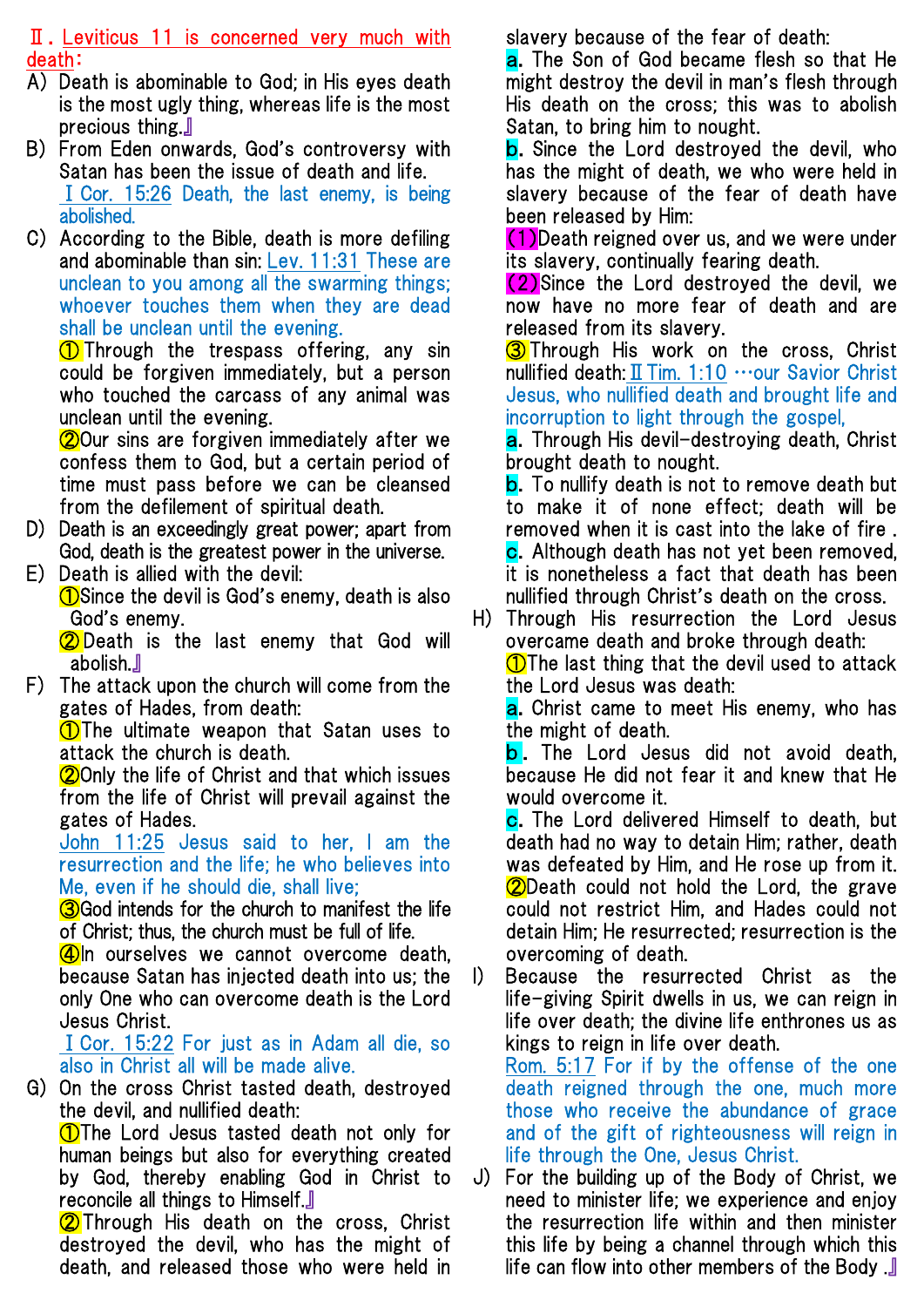## Ⅱ. Leviticus 11 is concerned very much with death:

A) Death is abominable to God; in His eyes death is the most ugly thing, whereas life is the most precious thing.』

B) From Eden onwards, God's controversy with Satan has been the issue of death and life.
 Ⅰ Cor. 15:26 Death, the last enemy, is being abolished.

C) According to the Bible, death is more defiling and abominable than sin: Lev. 11:31 These are unclean to you among all the swarming things; whoever touches them when they are dead shall be unclean until the evening.
 ①Through the trespass offering, any sin could be forgiven immediately, but a person who touched the carcass of any animal was unclean until the evening.
 ②Our sins are forgiven immediately after we confess them to God, but a certain period of time must pass before we can be cleansed from the defilement of spiritual death.

D) Death is an exceedingly great power; apart from God, death is the greatest power in the universe.

E) Death is allied with the devil:
 ①Since the devil is God's enemy, death is also God's enemy.
 ②Death is the last enemy that God will abolish.』

F) The attack upon the church will come from the gates of Hades, from death:
 ①The ultimate weapon that Satan uses to attack the church is death.
 ②Only the life of Christ and that which issues from the life of Christ will prevail against the gates of Hades.
 John 11:25 Jesus said to her, I am the resurrection and the life; he who believes into Me, even if he should die, shall live;
 ③God intends for the church to manifest the life of Christ; thus, the church must be full of life.
 ④In ourselves we cannot overcome death, because Satan has injected death into us; the only One who can overcome death is the Lord Jesus Christ.
 Ⅰ Cor. 15:22 For just as in Adam all die, so also in Christ all will be made alive.

G) On the cross Christ tasted death, destroyed the devil, and nullified death:
 ①The Lord Jesus tasted death not only for human beings but also for everything created by God, thereby enabling God in Christ to reconcile all things to Himself.』
 ②Through His death on the cross, Christ destroyed the devil, who has the might of death, and released those who were held in slavery because of the fear of death:
 a. The Son of God became flesh so that He might destroy the devil in man's flesh through His death on the cross; this was to abolish Satan, to bring him to nought.
 b. Since the Lord destroyed the devil, who has the might of death, we who were held in slavery because of the fear of death have been released by Him:
 (1)Death reigned over us, and we were under its slavery, continually fearing death.
 (2)Since the Lord destroyed the devil, we now have no more fear of death and are released from its slavery.
 ③Through His work on the cross, Christ nullified death: Ⅱ Tim. 1:10 …our Savior Christ Jesus, who nullified death and brought life and incorruption to light through the gospel,
 a. Through His devil-destroying death, Christ brought death to nought.
 b. To nullify death is not to remove death but to make it of none effect; death will be removed when it is cast into the lake of fire .
 c. Although death has not yet been removed, it is nonetheless a fact that death has been nullified through Christ's death on the cross.

H) Through His resurrection the Lord Jesus overcame death and broke through death:
 ①The last thing that the devil used to attack the Lord Jesus was death:
 a. Christ came to meet His enemy, who has the might of death.
 b. The Lord Jesus did not avoid death, because He did not fear it and knew that He would overcome it.
 c. The Lord delivered Himself to death, but death had no way to detain Him; rather, death was defeated by Him, and He rose up from it.
 ②Death could not hold the Lord, the grave could not restrict Him, and Hades could not detain Him; He resurrected; resurrection is the overcoming of death.

I) Because the resurrected Christ as the life-giving Spirit dwells in us, we can reign in life over death; the divine life enthrones us as kings to reign in life over death.
 Rom. 5:17 For if by the offense of the one death reigned through the one, much more those who receive the abundance of grace and of the gift of righteousness will reign in life through the One, Jesus Christ.

J) For the building up of the Body of Christ, we need to minister life; we experience and enjoy the resurrection life within and then minister this life by being a channel through which this life can flow into other members of the Body .』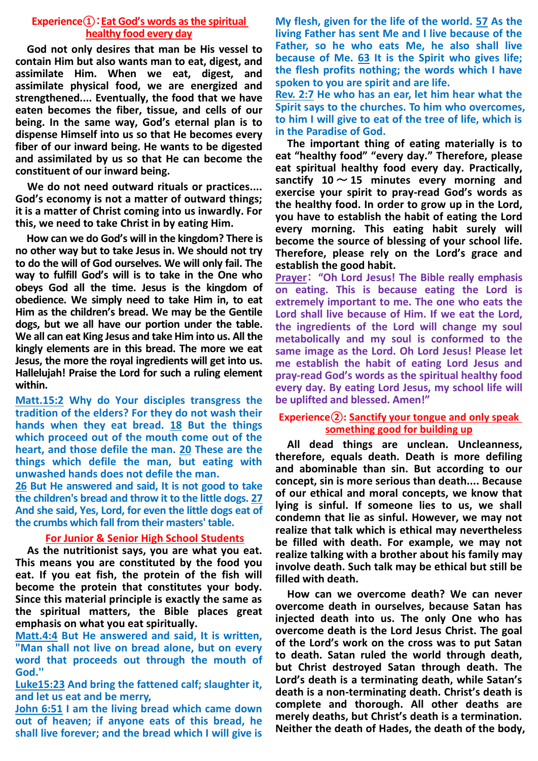## Experience①：Eat God's words as the spiritual healthy food every day

**God not only desires that man be His vessel to contain Him but also wants man to eat, digest, and assimilate Him. When we eat, digest, and assimilate physical food, we are energized and strengthened.... Eventually, the food that we have eaten becomes the fiber, tissue, and cells of our being. In the same way, God's eternal plan is to dispense Himself into us so that He becomes every fiber of our inward being. He wants to be digested and assimilated by us so that He can become the constituent of our inward being.**

**We do not need outward rituals or practices.... God's economy is not a matter of outward things; it is a matter of Christ coming into us inwardly. For this, we need to take Christ in by eating Him.**

**How can we do God's will in the kingdom? There is no other way but to take Jesus in. We should not try to do the will of God ourselves. We will only fail. The way to fulfill God's will is to take in the One who obeys God all the time. Jesus is the kingdom of obedience. We simply need to take Him in, to eat Him as the children's bread. We may be the Gentile dogs, but we all have our portion under the table. We all can eat King Jesus and take Him into us. All the kingly elements are in this bread. The more we eat Jesus, the more the royal ingredients will get into us. Hallelujah! Praise the Lord for such a ruling element within.**

**Matt.15:2 Why do Your disciples transgress the tradition of the elders? For they do not wash their hands when they eat bread. 18 But the things which proceed out of the mouth come out of the heart, and those defile the man. 20 These are the things which defile the man, but eating with unwashed hands does not defile the man.**
**26 But He answered and said, It is not good to take the children's bread and throw it to the little dogs. 27 And she said, Yes, Lord, for even the little dogs eat of the crumbs which fall from their masters' table.**

### For Junior & Senior High School Students

**As the nutritionist says, you are what you eat. This means you are constituted by the food you eat. If you eat fish, the protein of the fish will become the protein that constitutes your body. Since this material principle is exactly the same as the spiritual matters, the Bible places great emphasis on what you eat spiritually.**

**Matt.4:4 But He answered and said, It is written, "Man shall not live on bread alone, but on every word that proceeds out through the mouth of God."**
**Luke15:23 And bring the fattened calf; slaughter it, and let us eat and be merry,**
**John 6:51 I am the living bread which came down out of heaven; if anyone eats of this bread, he shall live forever; and the bread which I will give is My flesh, given for the life of the world. 57 As the living Father has sent Me and I live because of the Father, so he who eats Me, he also shall live because of Me. 63 It is the Spirit who gives life; the flesh profits nothing; the words which I have spoken to you are spirit and are life.**
**Rev. 2:7 He who has an ear, let him hear what the Spirit says to the churches. To him who overcomes, to him I will give to eat of the tree of life, which is in the Paradise of God.**

**The important thing of eating materially is to eat "healthy food" "every day." Therefore, please eat spiritual healthy food every day. Practically, sanctify 10～15 minutes every morning and exercise your spirit to pray-read God's words as the healthy food. In order to grow up in the Lord, you have to establish the habit of eating the Lord every morning. This eating habit surely will become the source of blessing of your school life. Therefore, please rely on the Lord's grace and establish the good habit.**

**Prayer："Oh Lord Jesus! The Bible really emphasis on eating. This is because eating the Lord is extremely important to me. The one who eats the Lord shall live because of Him. If we eat the Lord, the ingredients of the Lord will change my soul metabolically and my soul is conformed to the same image as the Lord. Oh Lord Jesus! Please let me establish the habit of eating Lord Jesus and pray-read God's words as the spiritual healthy food every day. By eating Lord Jesus, my school life will be uplifted and blessed. Amen!"**

## Experience②: Sanctify your tongue and only speak something good for building up

**All dead things are unclean. Uncleanness, therefore, equals death. Death is more defiling and abominable than sin. But according to our concept, sin is more serious than death.... Because of our ethical and moral concepts, we know that lying is sinful. If someone lies to us, we shall condemn that lie as sinful. However, we may not realize that talk which is ethical may nevertheless be filled with death. For example, we may not realize talking with a brother about his family may involve death. Such talk may be ethical but still be filled with death.**

**How can we overcome death? We can never overcome death in ourselves, because Satan has injected death into us. The only One who has overcome death is the Lord Jesus Christ. The goal of the Lord's work on the cross was to put Satan to death. Satan ruled the world through death, but Christ destroyed Satan through death. The Lord's death is a terminating death, while Satan's death is a non-terminating death. Christ's death is complete and thorough. All other deaths are merely deaths, but Christ's death is a termination. Neither the death of Hades, the death of the body,**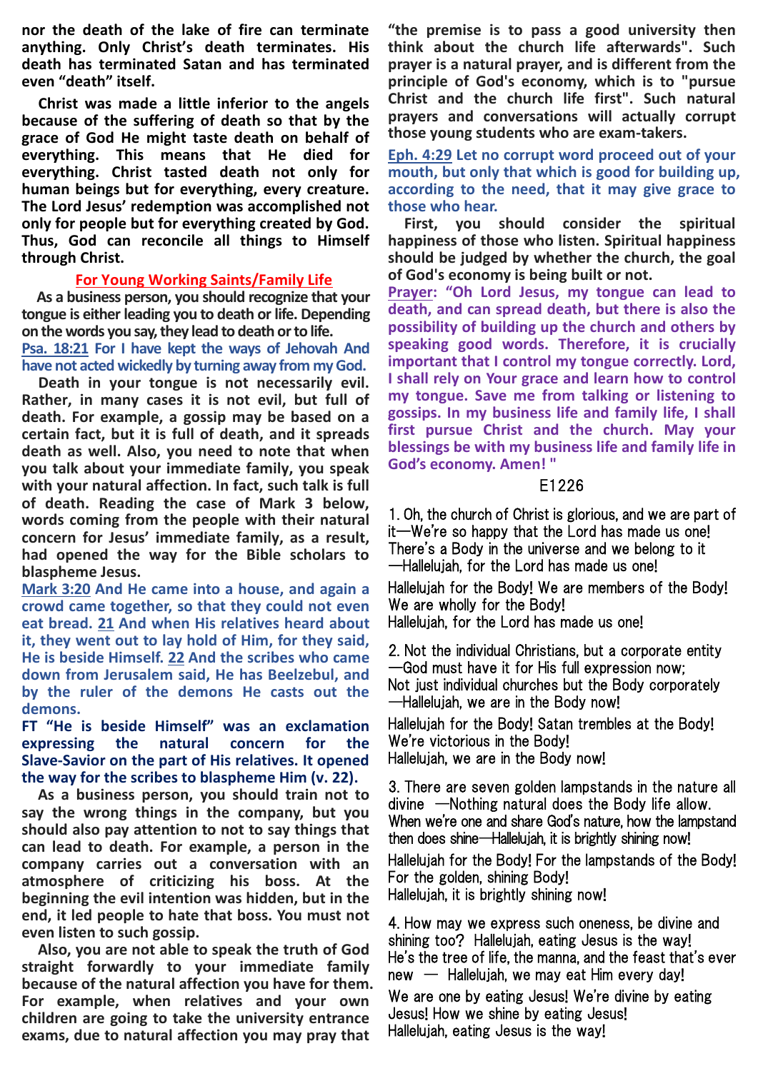**nor the death of the lake of fire can terminate anything. Only Christ's death terminates. His death has terminated Satan and has terminated even "death" itself.**

**Christ was made a little inferior to the angels because of the suffering of death so that by the grace of God He might taste death on behalf of everything. This means that He died for everything. Christ tasted death not only for human beings but for everything, every creature. The Lord Jesus' redemption was accomplished not only for people but for everything created by God. Thus, God can reconcile all things to Himself through Christ.**

## For Young Working Saints/Family Life

**As a business person, you should recognize that your tongue is either leading you to death or life. Depending on the words you say, they lead to death or to life.**

**Psa. 18:21 For I have kept the ways of Jehovah And have not acted wickedly by turning away from my God.**

**Death in your tongue is not necessarily evil. Rather, in many cases it is not evil, but full of death. For example, a gossip may be based on a certain fact, but it is full of death, and it spreads death as well. Also, you need to note that when you talk about your immediate family, you speak with your natural affection. In fact, such talk is full of death. Reading the case of Mark 3 below, words coming from the people with their natural concern for Jesus' immediate family, as a result, had opened the way for the Bible scholars to blaspheme Jesus.**

**Mark 3:20 And He came into a house, and again a crowd came together, so that they could not even eat bread. 21 And when His relatives heard about it, they went out to lay hold of Him, for they said, He is beside Himself. 22 And the scribes who came down from Jerusalem said, He has Beelzebul, and by the ruler of the demons He casts out the demons.**

**FT "He is beside Himself" was an exclamation expressing the natural concern for the Slave-Savior on the part of His relatives. It opened the way for the scribes to blaspheme Him (v. 22).**

**As a business person, you should train not to say the wrong things in the company, but you should also pay attention to not to say things that can lead to death. For example, a person in the company carries out a conversation with an atmosphere of criticizing his boss. At the beginning the evil intention was hidden, but in the end, it led people to hate that boss. You must not even listen to such gossip.**

**Also, you are not able to speak the truth of God straight forwardly to your immediate family because of the natural affection you have for them. For example, when relatives and your own children are going to take the university entrance exams, due to natural affection you may pray that "the premise is to pass a good university then think about the church life afterwards". Such prayer is a natural prayer, and is different from the principle of God's economy, which is to "pursue Christ and the church life first". Such natural prayers and conversations will actually corrupt those young students who are exam-takers.**

**Eph. 4:29 Let no corrupt word proceed out of your mouth, but only that which is good for building up, according to the need, that it may give grace to those who hear.**

**First, you should consider the spiritual happiness of those who listen. Spiritual happiness should be judged by whether the church, the goal of God's economy is being built or not.**

**Prayer: "Oh Lord Jesus, my tongue can lead to death, and can spread death, but there is also the possibility of building up the church and others by speaking good words. Therefore, it is crucially important that I control my tongue correctly. Lord, I shall rely on Your grace and learn how to control my tongue. Save me from talking or listening to gossips. In my business life and family life, I shall first pursue Christ and the church. May your blessings be with my business life and family life in God's economy. Amen! "**

E1226

1. Oh, the church of Christ is glorious, and we are part of it—We're so happy that the Lord has made us one!
There's a Body in the universe and we belong to it
—Hallelujah, for the Lord has made us one!

Hallelujah for the Body! We are members of the Body!
We are wholly for the Body!
Hallelujah, for the Lord has made us one!

2. Not the individual Christians, but a corporate entity
—God must have it for His full expression now;
Not just individual churches but the Body corporately
—Hallelujah, we are in the Body now!

Hallelujah for the Body! Satan trembles at the Body!
We're victorious in the Body!
Hallelujah, we are in the Body now!

3. There are seven golden lampstands in the nature all divine —Nothing natural does the Body life allow.
When we're one and share God's nature, how the lampstand then does shine—Hallelujah, it is brightly shining now!

Hallelujah for the Body! For the lampstands of the Body!
For the golden, shining Body!
Hallelujah, it is brightly shining now!

4. How may we express such oneness, be divine and shining too? Hallelujah, eating Jesus is the way!
He's the tree of life, the manna, and the feast that's ever new — Hallelujah, we may eat Him every day!

We are one by eating Jesus! We're divine by eating Jesus! How we shine by eating Jesus!
Hallelujah, eating Jesus is the way!